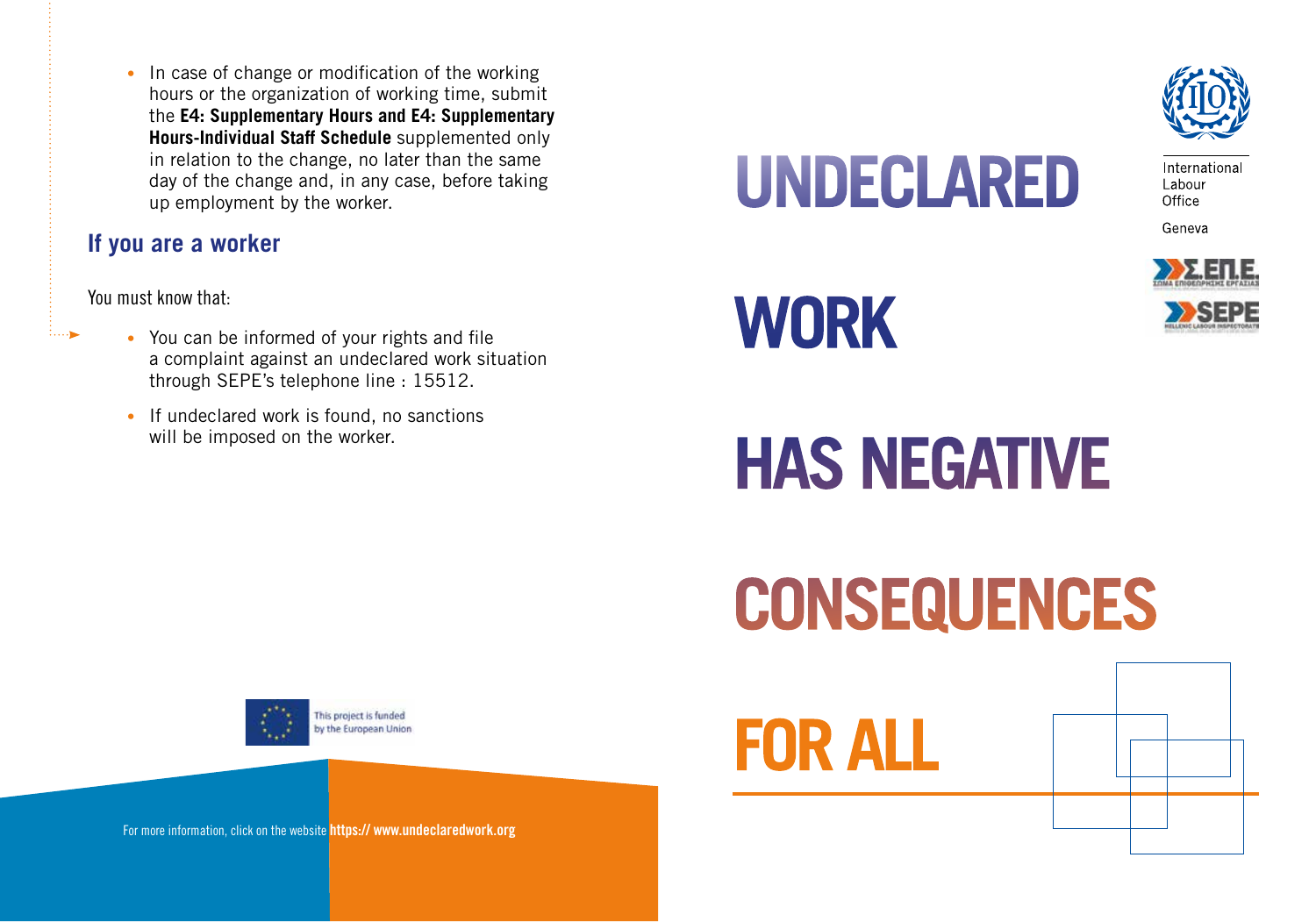- In case of change or modification of the working hours or the organization of working time, submit the **E4: Supplementary Hours and E4: Supplementary Hours-Individual Staff Schedule** supplemented only in relation to the change, no later than the same day of the change and, in any case, before taking up employment by the worker.

## If you are a worker

You must know that:

- You can be informed of your rights and file a complaint against an undeclared work situation through SEPE's telephone line : 15512.
- If undeclared work is found, no sanctions will be imposed on the worker.

This project is funded by the European Union

For more information, click on the website **https:// www.undeclaredwork.org**

# UNDECLARED WORK HAS NEGATIVE CONSEQUENCES FOR ALL

International Labour Office

Geneva

Σ.ΕΠ.Ε.

SEPE

HELLENIC LABOUR INSPECTORATE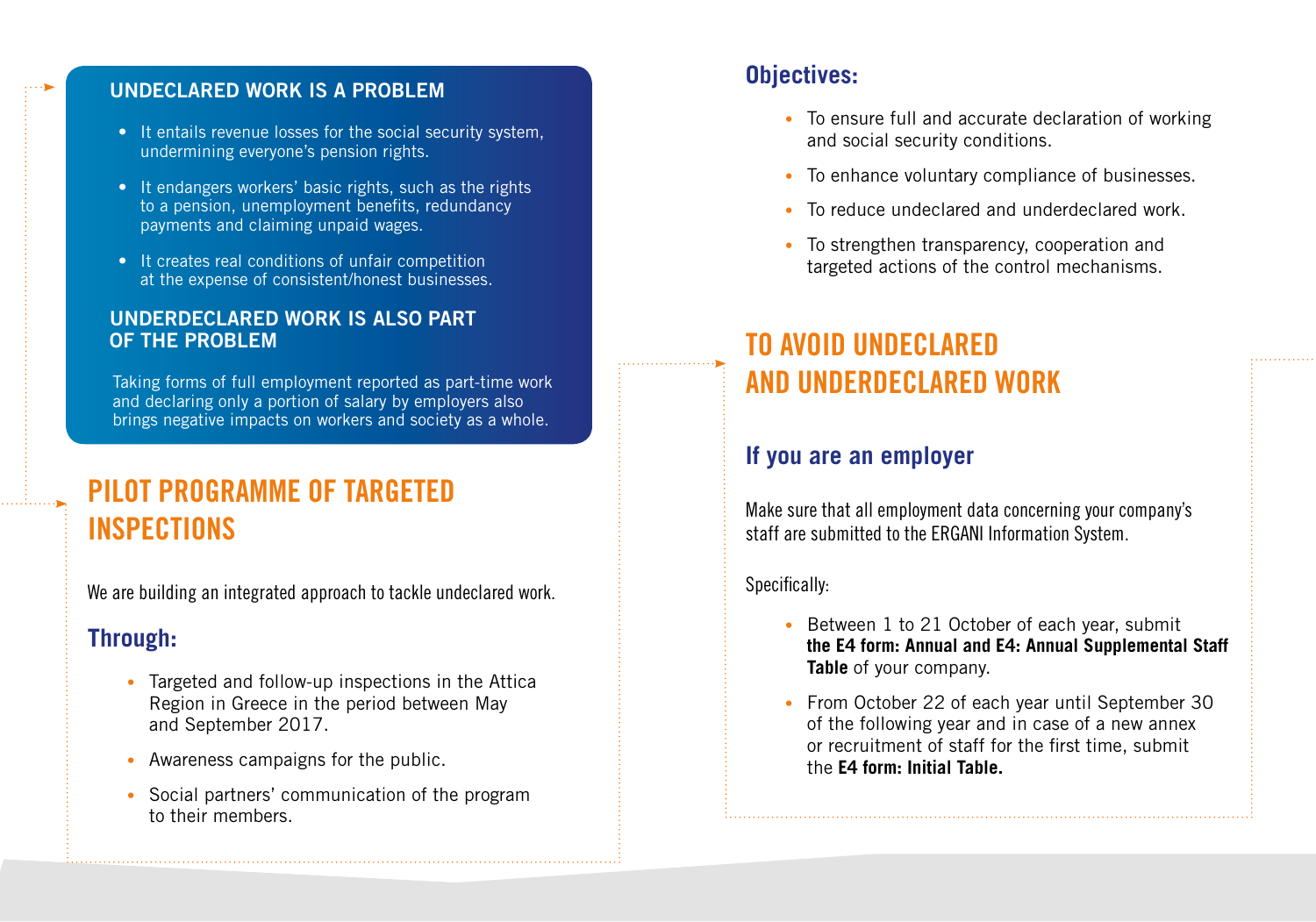## UNDECLARED WORK IS A PROBLEM

- It entails revenue losses for the social security system, undermining everyone's pension rights.
- It endangers workers' basic rights, such as the rights to a pension, unemployment benefits, redundancy payments and claiming unpaid wages.
- It creates real conditions of unfair competition at the expense of consistent/honest businesses.

## UNDERDECLARED WORK IS ALSO PART OF THE PROBLEM

Taking forms of full employment reported as part-time work and declaring only a portion of salary by employers also brings negative impacts on workers and society as a whole.

# PILOT PROGRAMME OF TARGETED INSPECTIONS

We are building an integrated approach to tackle undeclared work.

### Through:

- Targeted and follow-up inspections in the Attica Region in Greece in the period between May and September 2017.
- Awareness campaigns for the public.
- Social partners' communication of the program to their members.

### Objectives:

- To ensure full and accurate declaration of working and social security conditions.
- To enhance voluntary compliance of businesses.
- To reduce undeclared and underdeclared work.
- To strengthen transparency, cooperation and targeted actions of the control mechanisms.

# TO AVOID UNDECLARED AND UNDERDECLARED WORK

### If you are an employer

Make sure that all employment data concerning your company's staff are submitted to the ERGANI Information System.

Specifically:

- Between 1 to 21 October of each year, submit **the E4 form: Annual and E4: Annual Supplemental Staff Table** of your company.
- From October 22 of each year until September 30 of the following year and in case of a new annex or recruitment of staff for the first time, submit the **E4 form: Initial Table.**